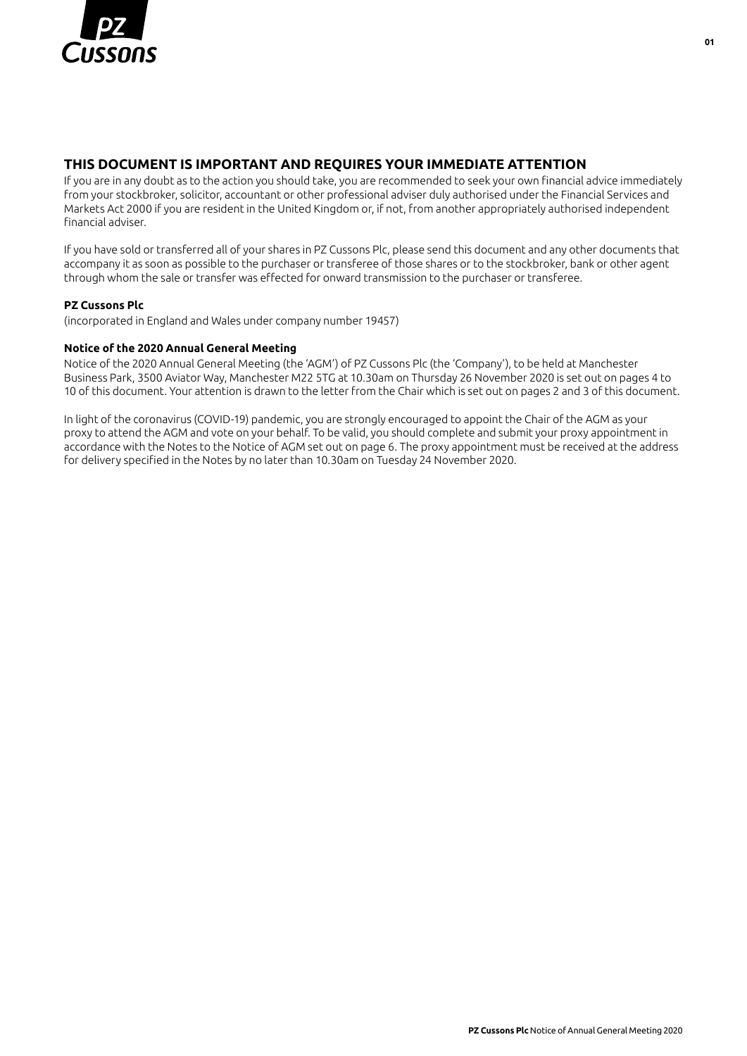## THIS DOCUMENT IS IMPORTANT AND REQUIRES YOUR IMMEDIATE ATTENTION

If you are in any doubt as to the action you should take, you are recommended to seek your own financial advice immediately from your stockbroker, solicitor, accountant or other professional adviser duly authorised under the Financial Services and Markets Act 2000 if you are resident in the United Kingdom or, if not, from another appropriately authorised independent financial adviser.

If you have sold or transferred all of your shares in PZ Cussons Plc, please send this document and any other documents that accompany it as soon as possible to the purchaser or transferee of those shares or to the stockbroker, bank or other agent through whom the sale or transfer was effected for onward transmission to the purchaser or transferee.

**PZ Cussons Plc**

(incorporated in England and Wales under company number 19457)

**Notice of the 2020 Annual General Meeting**

Notice of the 2020 Annual General Meeting (the 'AGM') of PZ Cussons Plc (the 'Company'), to be held at Manchester Business Park, 3500 Aviator Way, Manchester M22 5TG at 10.30am on Thursday 26 November 2020 is set out on pages 4 to 10 of this document. Your attention is drawn to the letter from the Chair which is set out on pages 2 and 3 of this document.

In light of the coronavirus (COVID-19) pandemic, you are strongly encouraged to appoint the Chair of the AGM as your proxy to attend the AGM and vote on your behalf. To be valid, you should complete and submit your proxy appointment in accordance with the Notes to the Notice of AGM set out on page 6. The proxy appointment must be received at the address for delivery specified in the Notes by no later than 10.30am on Tuesday 24 November 2020.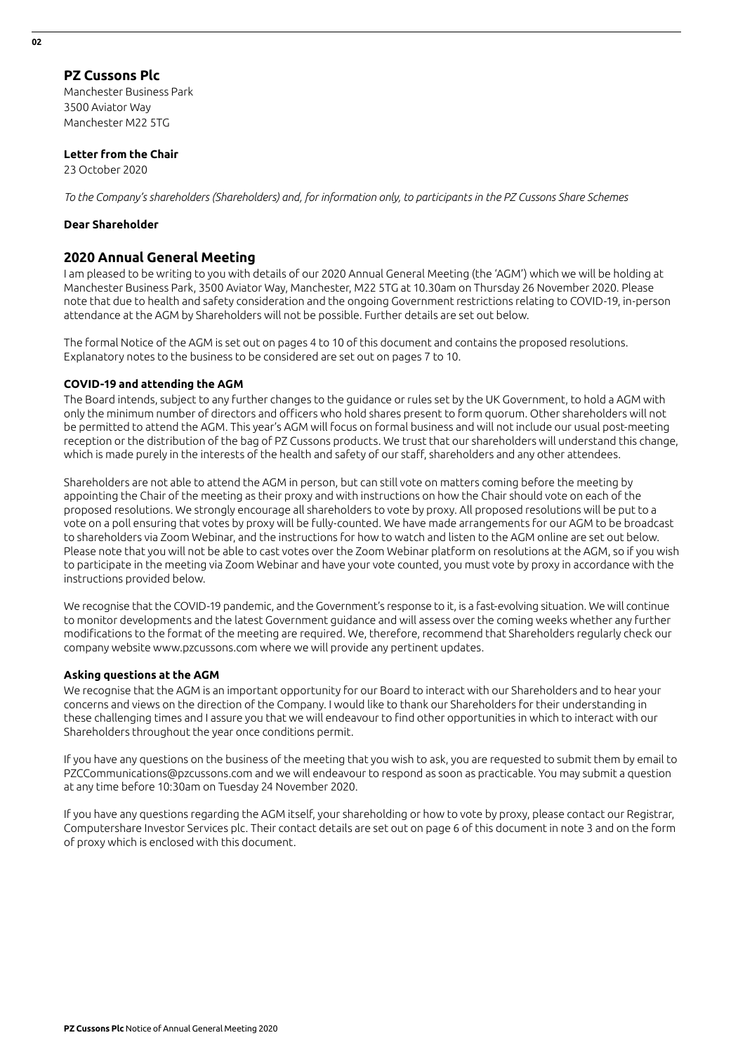## PZ Cussons Plc

Manchester Business Park
3500 Aviator Way
Manchester M22 5TG

**Letter from the Chair**

23 October 2020

*To the Company's shareholders (Shareholders) and, for information only, to participants in the PZ Cussons Share Schemes*

**Dear Shareholder**

## 2020 Annual General Meeting

I am pleased to be writing to you with details of our 2020 Annual General Meeting (the 'AGM') which we will be holding at Manchester Business Park, 3500 Aviator Way, Manchester, M22 5TG at 10.30am on Thursday 26 November 2020. Please note that due to health and safety consideration and the ongoing Government restrictions relating to COVID-19, in-person attendance at the AGM by Shareholders will not be possible. Further details are set out below.

The formal Notice of the AGM is set out on pages 4 to 10 of this document and contains the proposed resolutions. Explanatory notes to the business to be considered are set out on pages 7 to 10.

### COVID-19 and attending the AGM

The Board intends, subject to any further changes to the guidance or rules set by the UK Government, to hold a AGM with only the minimum number of directors and officers who hold shares present to form quorum. Other shareholders will not be permitted to attend the AGM. This year's AGM will focus on formal business and will not include our usual post-meeting reception or the distribution of the bag of PZ Cussons products. We trust that our shareholders will understand this change, which is made purely in the interests of the health and safety of our staff, shareholders and any other attendees.

Shareholders are not able to attend the AGM in person, but can still vote on matters coming before the meeting by appointing the Chair of the meeting as their proxy and with instructions on how the Chair should vote on each of the proposed resolutions. We strongly encourage all shareholders to vote by proxy. All proposed resolutions will be put to a vote on a poll ensuring that votes by proxy will be fully-counted. We have made arrangements for our AGM to be broadcast to shareholders via Zoom Webinar, and the instructions for how to watch and listen to the AGM online are set out below. Please note that you will not be able to cast votes over the Zoom Webinar platform on resolutions at the AGM, so if you wish to participate in the meeting via Zoom Webinar and have your vote counted, you must vote by proxy in accordance with the instructions provided below.

We recognise that the COVID-19 pandemic, and the Government's response to it, is a fast-evolving situation. We will continue to monitor developments and the latest Government guidance and will assess over the coming weeks whether any further modifications to the format of the meeting are required. We, therefore, recommend that Shareholders regularly check our company website www.pzcussons.com where we will provide any pertinent updates.

### Asking questions at the AGM

We recognise that the AGM is an important opportunity for our Board to interact with our Shareholders and to hear your concerns and views on the direction of the Company. I would like to thank our Shareholders for their understanding in these challenging times and I assure you that we will endeavour to find other opportunities in which to interact with our Shareholders throughout the year once conditions permit.

If you have any questions on the business of the meeting that you wish to ask, you are requested to submit them by email to PZCCommunications@pzcussons.com and we will endeavour to respond as soon as practicable. You may submit a question at any time before 10:30am on Tuesday 24 November 2020.

If you have any questions regarding the AGM itself, your shareholding or how to vote by proxy, please contact our Registrar, Computershare Investor Services plc. Their contact details are set out on page 6 of this document in note 3 and on the form of proxy which is enclosed with this document.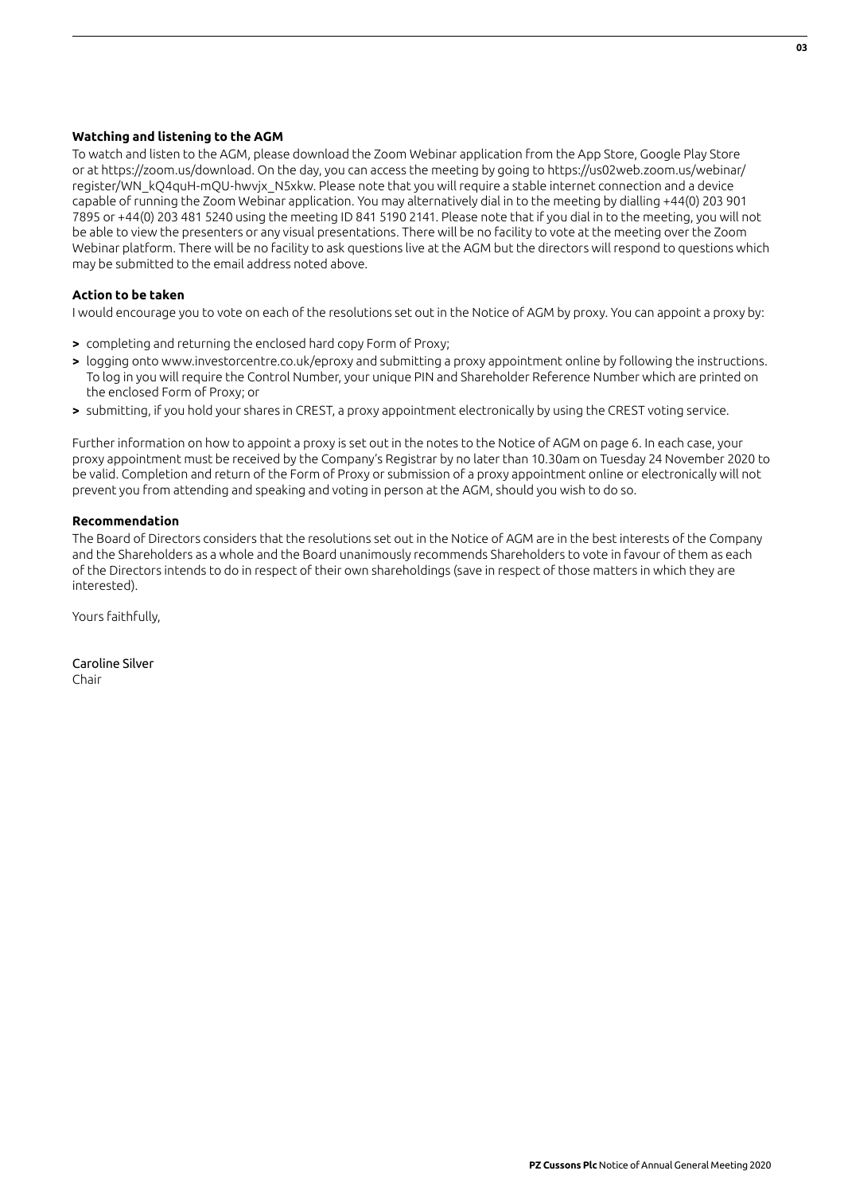**Watching and listening to the AGM**

To watch and listen to the AGM, please download the Zoom Webinar application from the App Store, Google Play Store or at https://zoom.us/download. On the day, you can access the meeting by going to https://us02web.zoom.us/webinar/register/WN_kQ4quH-mQU-hwvjx_N5xkw. Please note that you will require a stable internet connection and a device capable of running the Zoom Webinar application. You may alternatively dial in to the meeting by dialling +44(0) 203 901 7895 or +44(0) 203 481 5240 using the meeting ID 841 5190 2141. Please note that if you dial in to the meeting, you will not be able to view the presenters or any visual presentations. There will be no facility to vote at the meeting over the Zoom Webinar platform. There will be no facility to ask questions live at the AGM but the directors will respond to questions which may be submitted to the email address noted above.

**Action to be taken**

I would encourage you to vote on each of the resolutions set out in the Notice of AGM by proxy. You can appoint a proxy by:

- completing and returning the enclosed hard copy Form of Proxy;
- logging onto www.investorcentre.co.uk/eproxy and submitting a proxy appointment online by following the instructions. To log in you will require the Control Number, your unique PIN and Shareholder Reference Number which are printed on the enclosed Form of Proxy; or
- submitting, if you hold your shares in CREST, a proxy appointment electronically by using the CREST voting service.

Further information on how to appoint a proxy is set out in the notes to the Notice of AGM on page 6. In each case, your proxy appointment must be received by the Company's Registrar by no later than 10.30am on Tuesday 24 November 2020 to be valid. Completion and return of the Form of Proxy or submission of a proxy appointment online or electronically will not prevent you from attending and speaking and voting in person at the AGM, should you wish to do so.

**Recommendation**

The Board of Directors considers that the resolutions set out in the Notice of AGM are in the best interests of the Company and the Shareholders as a whole and the Board unanimously recommends Shareholders to vote in favour of them as each of the Directors intends to do in respect of their own shareholdings (save in respect of those matters in which they are interested).

Yours faithfully,

Caroline Silver
Chair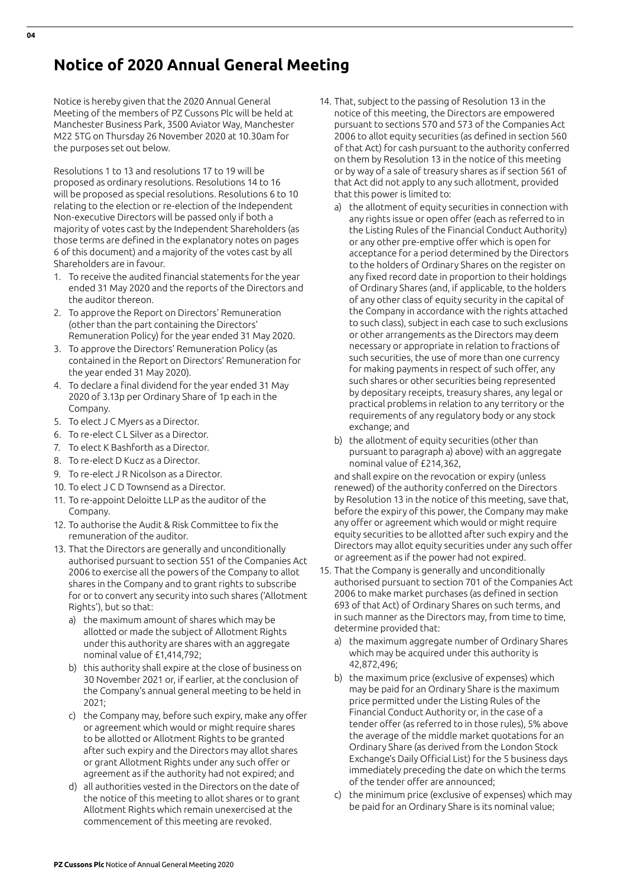# Notice of 2020 Annual General Meeting

Notice is hereby given that the 2020 Annual General Meeting of the members of PZ Cussons Plc will be held at Manchester Business Park, 3500 Aviator Way, Manchester M22 5TG on Thursday 26 November 2020 at 10.30am for the purposes set out below.

Resolutions 1 to 13 and resolutions 17 to 19 will be proposed as ordinary resolutions. Resolutions 14 to 16 will be proposed as special resolutions. Resolutions 6 to 10 relating to the election or re-election of the Independent Non-executive Directors will be passed only if both a majority of votes cast by the Independent Shareholders (as those terms are defined in the explanatory notes on pages 6 of this document) and a majority of the votes cast by all Shareholders are in favour.

1. To receive the audited financial statements for the year ended 31 May 2020 and the reports of the Directors and the auditor thereon.
2. To approve the Report on Directors' Remuneration (other than the part containing the Directors' Remuneration Policy) for the year ended 31 May 2020.
3. To approve the Directors' Remuneration Policy (as contained in the Report on Directors' Remuneration for the year ended 31 May 2020).
4. To declare a final dividend for the year ended 31 May 2020 of 3.13p per Ordinary Share of 1p each in the Company.
5. To elect J C Myers as a Director.
6. To re-elect C L Silver as a Director.
7. To elect K Bashforth as a Director.
8. To re-elect D Kucz as a Director.
9. To re-elect J R Nicolson as a Director.
10. To elect J C D Townsend as a Director.
11. To re-appoint Deloitte LLP as the auditor of the Company.
12. To authorise the Audit & Risk Committee to fix the remuneration of the auditor.
13. That the Directors are generally and unconditionally authorised pursuant to section 551 of the Companies Act 2006 to exercise all the powers of the Company to allot shares in the Company and to grant rights to subscribe for or to convert any security into such shares ('Allotment Rights'), but so that:
    a) the maximum amount of shares which may be allotted or made the subject of Allotment Rights under this authority are shares with an aggregate nominal value of £1,414,792;
    b) this authority shall expire at the close of business on 30 November 2021 or, if earlier, at the conclusion of the Company's annual general meeting to be held in 2021;
    c) the Company may, before such expiry, make any offer or agreement which would or might require shares to be allotted or Allotment Rights to be granted after such expiry and the Directors may allot shares or grant Allotment Rights under any such offer or agreement as if the authority had not expired; and
    d) all authorities vested in the Directors on the date of the notice of this meeting to allot shares or to grant Allotment Rights which remain unexercised at the commencement of this meeting are revoked.
14. That, subject to the passing of Resolution 13 in the notice of this meeting, the Directors are empowered pursuant to sections 570 and 573 of the Companies Act 2006 to allot equity securities (as defined in section 560 of that Act) for cash pursuant to the authority conferred on them by Resolution 13 in the notice of this meeting or by way of a sale of treasury shares as if section 561 of that Act did not apply to any such allotment, provided that this power is limited to:
    a) the allotment of equity securities in connection with any rights issue or open offer (each as referred to in the Listing Rules of the Financial Conduct Authority) or any other pre-emptive offer which is open for acceptance for a period determined by the Directors to the holders of Ordinary Shares on the register on any fixed record date in proportion to their holdings of Ordinary Shares (and, if applicable, to the holders of any other class of equity security in the capital of the Company in accordance with the rights attached to such class), subject in each case to such exclusions or other arrangements as the Directors may deem necessary or appropriate in relation to fractions of such securities, the use of more than one currency for making payments in respect of such offer, any such shares or other securities being represented by depositary receipts, treasury shares, any legal or practical problems in relation to any territory or the requirements of any regulatory body or any stock exchange; and
    b) the allotment of equity securities (other than pursuant to paragraph a) above) with an aggregate nominal value of £214,362,

    and shall expire on the revocation or expiry (unless renewed) of the authority conferred on the Directors by Resolution 13 in the notice of this meeting, save that, before the expiry of this power, the Company may make any offer or agreement which would or might require equity securities to be allotted after such expiry and the Directors may allot equity securities under any such offer or agreement as if the power had not expired.
15. That the Company is generally and unconditionally authorised pursuant to section 701 of the Companies Act 2006 to make market purchases (as defined in section 693 of that Act) of Ordinary Shares on such terms, and in such manner as the Directors may, from time to time, determine provided that:
    a) the maximum aggregate number of Ordinary Shares which may be acquired under this authority is 42,872,496;
    b) the maximum price (exclusive of expenses) which may be paid for an Ordinary Share is the maximum price permitted under the Listing Rules of the Financial Conduct Authority or, in the case of a tender offer (as referred to in those rules), 5% above the average of the middle market quotations for an Ordinary Share (as derived from the London Stock Exchange's Daily Official List) for the 5 business days immediately preceding the date on which the terms of the tender offer are announced;
    c) the minimum price (exclusive of expenses) which may be paid for an Ordinary Share is its nominal value;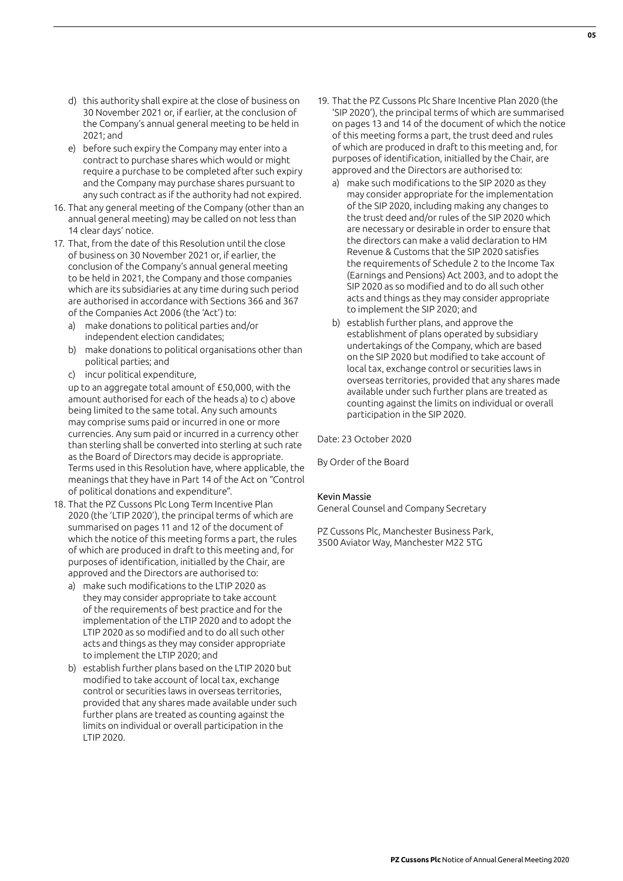d) this authority shall expire at the close of business on 30 November 2021 or, if earlier, at the conclusion of the Company's annual general meeting to be held in 2021; and

e) before such expiry the Company may enter into a contract to purchase shares which would or might require a purchase to be completed after such expiry and the Company may purchase shares pursuant to any such contract as if the authority had not expired.

16. That any general meeting of the Company (other than an annual general meeting) may be called on not less than 14 clear days' notice.

17. That, from the date of this Resolution until the close of business on 30 November 2021 or, if earlier, the conclusion of the Company's annual general meeting to be held in 2021, the Company and those companies which are its subsidiaries at any time during such period are authorised in accordance with Sections 366 and 367 of the Companies Act 2006 (the 'Act') to:

    a) make donations to political parties and/or independent election candidates;

    b) make donations to political organisations other than political parties; and

    c) incur political expenditure,

    up to an aggregate total amount of £50,000, with the amount authorised for each of the heads a) to c) above being limited to the same total. Any such amounts may comprise sums paid or incurred in one or more currencies. Any sum paid or incurred in a currency other than sterling shall be converted into sterling at such rate as the Board of Directors may decide is appropriate. Terms used in this Resolution have, where applicable, the meanings that they have in Part 14 of the Act on "Control of political donations and expenditure".

18. That the PZ Cussons Plc Long Term Incentive Plan 2020 (the 'LTIP 2020'), the principal terms of which are summarised on pages 11 and 12 of the document of which the notice of this meeting forms a part, the rules of which are produced in draft to this meeting and, for purposes of identification, initialled by the Chair, are approved and the Directors are authorised to:

    a) make such modifications to the LTIP 2020 as they may consider appropriate to take account of the requirements of best practice and for the implementation of the LTIP 2020 and to adopt the LTIP 2020 as so modified and to do all such other acts and things as they may consider appropriate to implement the LTIP 2020; and

    b) establish further plans based on the LTIP 2020 but modified to take account of local tax, exchange control or securities laws in overseas territories, provided that any shares made available under such further plans are treated as counting against the limits on individual or overall participation in the LTIP 2020.

19. That the PZ Cussons Plc Share Incentive Plan 2020 (the 'SIP 2020'), the principal terms of which are summarised on pages 13 and 14 of the document of which the notice of this meeting forms a part, the trust deed and rules of which are produced in draft to this meeting and, for purposes of identification, initialled by the Chair, are approved and the Directors are authorised to:

    a) make such modifications to the SIP 2020 as they may consider appropriate for the implementation of the SIP 2020, including making any changes to the trust deed and/or rules of the SIP 2020 which are necessary or desirable in order to ensure that the directors can make a valid declaration to HM Revenue & Customs that the SIP 2020 satisfies the requirements of Schedule 2 to the Income Tax (Earnings and Pensions) Act 2003, and to adopt the SIP 2020 as so modified and to do all such other acts and things as they may consider appropriate to implement the SIP 2020; and

    b) establish further plans, and approve the establishment of plans operated by subsidiary undertakings of the Company, which are based on the SIP 2020 but modified to take account of local tax, exchange control or securities laws in overseas territories, provided that any shares made available under such further plans are treated as counting against the limits on individual or overall participation in the SIP 2020.

Date: 23 October 2020

By Order of the Board

Kevin Massie
General Counsel and Company Secretary

PZ Cussons Plc, Manchester Business Park,
3500 Aviator Way, Manchester M22 5TG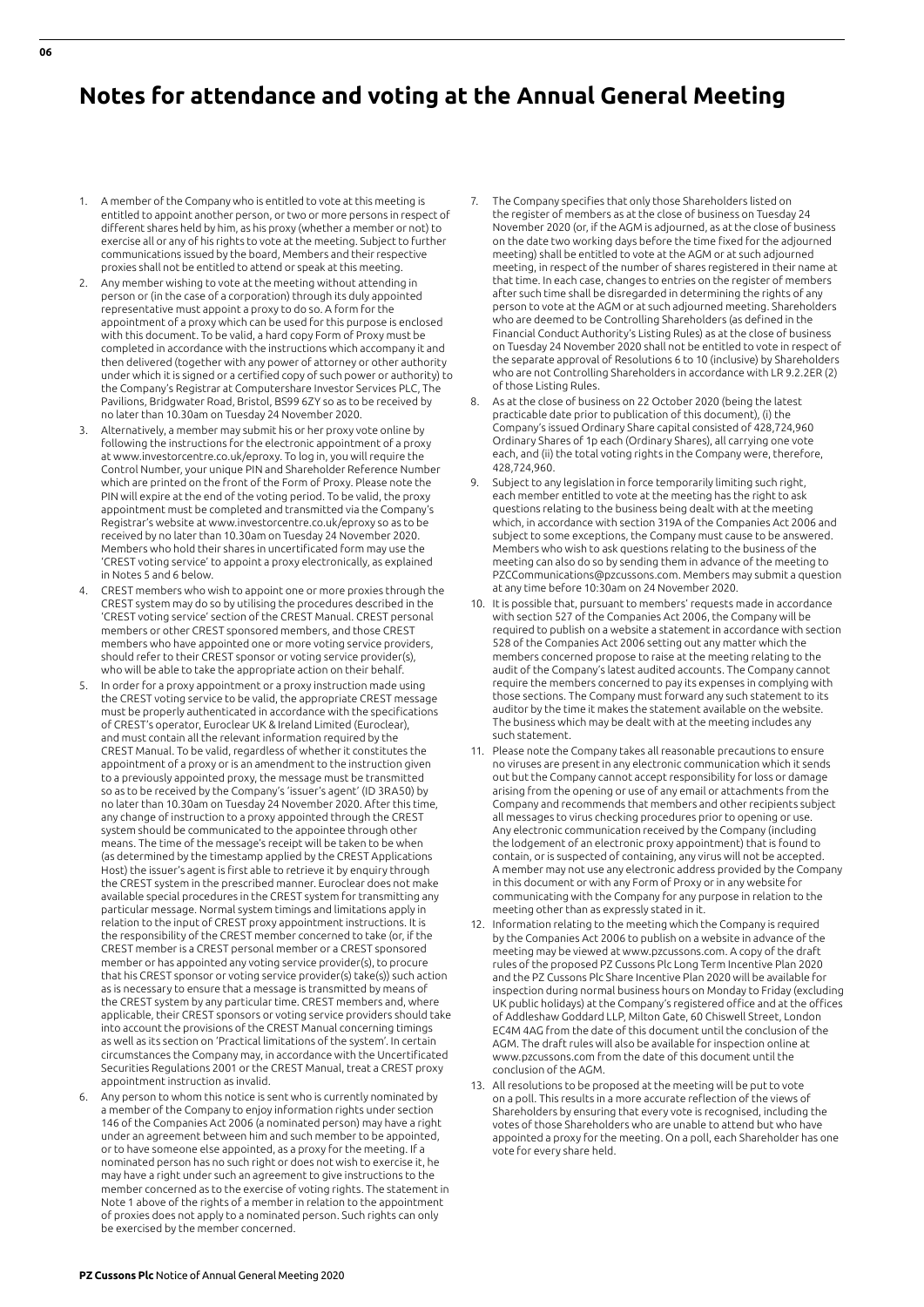# Notes for attendance and voting at the Annual General Meeting

1. A member of the Company who is entitled to vote at this meeting is entitled to appoint another person, or two or more persons in respect of different shares held by him, as his proxy (whether a member or not) to exercise all or any of his rights to vote at the meeting. Subject to further communications issued by the board, Members and their respective proxies shall not be entitled to attend or speak at this meeting.
2. Any member wishing to vote at the meeting without attending in person or (in the case of a corporation) through its duly appointed representative must appoint a proxy to do so. A form for the appointment of a proxy which can be used for this purpose is enclosed with this document. To be valid, a hard copy Form of Proxy must be completed in accordance with the instructions which accompany it and then delivered (together with any power of attorney or other authority under which it is signed or a certified copy of such power or authority) to the Company's Registrar at Computershare Investor Services PLC, The Pavilions, Bridgwater Road, Bristol, BS99 6ZY so as to be received by no later than 10.30am on Tuesday 24 November 2020.
3. Alternatively, a member may submit his or her proxy vote online by following the instructions for the electronic appointment of a proxy at www.investorcentre.co.uk/eproxy. To log in, you will require the Control Number, your unique PIN and Shareholder Reference Number which are printed on the front of the Form of Proxy. Please note the PIN will expire at the end of the voting period. To be valid, the proxy appointment must be completed and transmitted via the Company's Registrar's website at www.investorcentre.co.uk/eproxy so as to be received by no later than 10.30am on Tuesday 24 November 2020. Members who hold their shares in uncertificated form may use the 'CREST voting service' to appoint a proxy electronically, as explained in Notes 5 and 6 below.
4. CREST members who wish to appoint one or more proxies through the CREST system may do so by utilising the procedures described in the 'CREST voting service' section of the CREST Manual. CREST personal members or other CREST sponsored members, and those CREST members who have appointed one or more voting service providers, should refer to their CREST sponsor or voting service provider(s), who will be able to take the appropriate action on their behalf.
5. In order for a proxy appointment or a proxy instruction made using the CREST voting service to be valid, the appropriate CREST message must be properly authenticated in accordance with the specifications of CREST's operator, Euroclear UK & Ireland Limited (Euroclear), and must contain all the relevant information required by the CREST Manual. To be valid, regardless of whether it constitutes the appointment of a proxy or is an amendment to the instruction given to a previously appointed proxy, the message must be transmitted so as to be received by the Company's 'issuer's agent' (ID 3RA50) by no later than 10.30am on Tuesday 24 November 2020. After this time, any change of instruction to a proxy appointed through the CREST system should be communicated to the appointee through other means. The time of the message's receipt will be taken to be when (as determined by the timestamp applied by the CREST Applications Host) the issuer's agent is first able to retrieve it by enquiry through the CREST system in the prescribed manner. Euroclear does not make available special procedures in the CREST system for transmitting any particular message. Normal system timings and limitations apply in relation to the input of CREST proxy appointment instructions. It is the responsibility of the CREST member concerned to take (or, if the CREST member is a CREST personal member or a CREST sponsored member or has appointed any voting service provider(s), to procure that his CREST sponsor or voting service provider(s) take(s)) such action as is necessary to ensure that a message is transmitted by means of the CREST system by any particular time. CREST members and, where applicable, their CREST sponsors or voting service providers should take into account the provisions of the CREST Manual concerning timings as well as its section on 'Practical limitations of the system'. In certain circumstances the Company may, in accordance with the Uncertificated Securities Regulations 2001 or the CREST Manual, treat a CREST proxy appointment instruction as invalid.
6. Any person to whom this notice is sent who is currently nominated by a member of the Company to enjoy information rights under section 146 of the Companies Act 2006 (a nominated person) may have a right under an agreement between him and such member to be appointed, or to have someone else appointed, as a proxy for the meeting. If a nominated person has no such right or does not wish to exercise it, he may have a right under such an agreement to give instructions to the member concerned as to the exercise of voting rights. The statement in Note 1 above of the rights of a member in relation to the appointment of proxies does not apply to a nominated person. Such rights can only be exercised by the member concerned.
7. The Company specifies that only those Shareholders listed on the register of members as at the close of business on Tuesday 24 November 2020 (or, if the AGM is adjourned, as at the close of business on the date two working days before the time fixed for the adjourned meeting) shall be entitled to vote at the AGM or at such adjourned meeting, in respect of the number of shares registered in their name at that time. In each case, changes to entries on the register of members after such time shall be disregarded in determining the rights of any person to vote at the AGM or at such adjourned meeting. Shareholders who are deemed to be Controlling Shareholders (as defined in the Financial Conduct Authority's Listing Rules) as at the close of business on Tuesday 24 November 2020 shall not be entitled to vote in respect of the separate approval of Resolutions 6 to 10 (inclusive) by Shareholders who are not Controlling Shareholders in accordance with LR 9.2.2ER (2) of those Listing Rules.
8. As at the close of business on 22 October 2020 (being the latest practicable date prior to publication of this document), (i) the Company's issued Ordinary Share capital consisted of 428,724,960 Ordinary Shares of 1p each (Ordinary Shares), all carrying one vote each, and (ii) the total voting rights in the Company were, therefore, 428,724,960.
9. Subject to any legislation in force temporarily limiting such right, each member entitled to vote at the meeting has the right to ask questions relating to the business being dealt with at the meeting which, in accordance with section 319A of the Companies Act 2006 and subject to some exceptions, the Company must cause to be answered. Members who wish to ask questions relating to the business of the meeting can also do so by sending them in advance of the meeting to PZCCommunications@pzcussons.com. Members may submit a question at any time before 10:30am on 24 November 2020.
10. It is possible that, pursuant to members' requests made in accordance with section 527 of the Companies Act 2006, the Company will be required to publish on a website a statement in accordance with section 528 of the Companies Act 2006 setting out any matter which the members concerned propose to raise at the meeting relating to the audit of the Company's latest audited accounts. The Company cannot require the members concerned to pay its expenses in complying with those sections. The Company must forward any such statement to its auditor by the time it makes the statement available on the website. The business which may be dealt with at the meeting includes any such statement.
11. Please note the Company takes all reasonable precautions to ensure no viruses are present in any electronic communication which it sends out but the Company cannot accept responsibility for loss or damage arising from the opening or use of any email or attachments from the Company and recommends that members and other recipients subject all messages to virus checking procedures prior to opening or use. Any electronic communication received by the Company (including the lodgement of an electronic proxy appointment) that is found to contain, or is suspected of containing, any virus will not be accepted. A member may not use any electronic address provided by the Company in this document or with any Form of Proxy or in any website for communicating with the Company for any purpose in relation to the meeting other than as expressly stated in it.
12. Information relating to the meeting which the Company is required by the Companies Act 2006 to publish on a website in advance of the meeting may be viewed at www.pzcussons.com. A copy of the draft rules of the proposed PZ Cussons Plc Long Term Incentive Plan 2020 and the PZ Cussons Plc Share Incentive Plan 2020 will be available for inspection during normal business hours on Monday to Friday (excluding UK public holidays) at the Company's registered office and at the offices of Addleshaw Goddard LLP, Milton Gate, 60 Chiswell Street, London EC4M 4AG from the date of this document until the conclusion of the AGM. The draft rules will also be available for inspection online at www.pzcussons.com from the date of this document until the conclusion of the AGM.
13. All resolutions to be proposed at the meeting will be put to vote on a poll. This results in a more accurate reflection of the views of Shareholders by ensuring that every vote is recognised, including the votes of those Shareholders who are unable to attend but who have appointed a proxy for the meeting. On a poll, each Shareholder has one vote for every share held.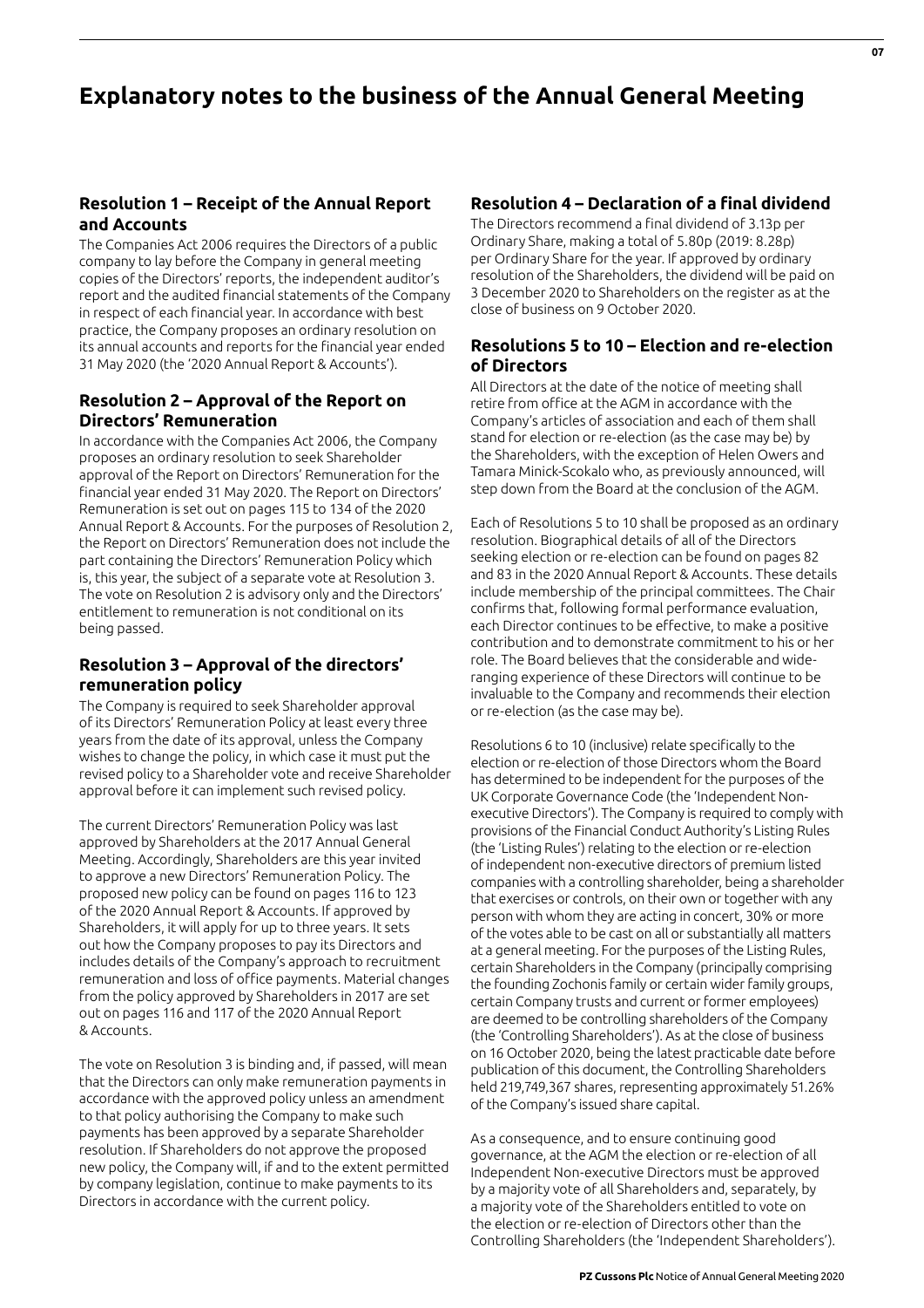# Explanatory notes to the business of the Annual General Meeting

### Resolution 1 – Receipt of the Annual Report and Accounts

The Companies Act 2006 requires the Directors of a public company to lay before the Company in general meeting copies of the Directors' reports, the independent auditor's report and the audited financial statements of the Company in respect of each financial year. In accordance with best practice, the Company proposes an ordinary resolution on its annual accounts and reports for the financial year ended 31 May 2020 (the '2020 Annual Report & Accounts').

### Resolution 2 – Approval of the Report on Directors' Remuneration

In accordance with the Companies Act 2006, the Company proposes an ordinary resolution to seek Shareholder approval of the Report on Directors' Remuneration for the financial year ended 31 May 2020. The Report on Directors' Remuneration is set out on pages 115 to 134 of the 2020 Annual Report & Accounts. For the purposes of Resolution 2, the Report on Directors' Remuneration does not include the part containing the Directors' Remuneration Policy which is, this year, the subject of a separate vote at Resolution 3. The vote on Resolution 2 is advisory only and the Directors' entitlement to remuneration is not conditional on its being passed.

### Resolution 3 – Approval of the directors' remuneration policy

The Company is required to seek Shareholder approval of its Directors' Remuneration Policy at least every three years from the date of its approval, unless the Company wishes to change the policy, in which case it must put the revised policy to a Shareholder vote and receive Shareholder approval before it can implement such revised policy.

The current Directors' Remuneration Policy was last approved by Shareholders at the 2017 Annual General Meeting. Accordingly, Shareholders are this year invited to approve a new Directors' Remuneration Policy. The proposed new policy can be found on pages 116 to 123 of the 2020 Annual Report & Accounts. If approved by Shareholders, it will apply for up to three years. It sets out how the Company proposes to pay its Directors and includes details of the Company's approach to recruitment remuneration and loss of office payments. Material changes from the policy approved by Shareholders in 2017 are set out on pages 116 and 117 of the 2020 Annual Report & Accounts.

The vote on Resolution 3 is binding and, if passed, will mean that the Directors can only make remuneration payments in accordance with the approved policy unless an amendment to that policy authorising the Company to make such payments has been approved by a separate Shareholder resolution. If Shareholders do not approve the proposed new policy, the Company will, if and to the extent permitted by company legislation, continue to make payments to its Directors in accordance with the current policy.

### Resolution 4 – Declaration of a final dividend

The Directors recommend a final dividend of 3.13p per Ordinary Share, making a total of 5.80p (2019: 8.28p) per Ordinary Share for the year. If approved by ordinary resolution of the Shareholders, the dividend will be paid on 3 December 2020 to Shareholders on the register as at the close of business on 9 October 2020.

### Resolutions 5 to 10 – Election and re-election of Directors

All Directors at the date of the notice of meeting shall retire from office at the AGM in accordance with the Company's articles of association and each of them shall stand for election or re-election (as the case may be) by the Shareholders, with the exception of Helen Owers and Tamara Minick-Scokalo who, as previously announced, will step down from the Board at the conclusion of the AGM.

Each of Resolutions 5 to 10 shall be proposed as an ordinary resolution. Biographical details of all of the Directors seeking election or re-election can be found on pages 82 and 83 in the 2020 Annual Report & Accounts. These details include membership of the principal committees. The Chair confirms that, following formal performance evaluation, each Director continues to be effective, to make a positive contribution and to demonstrate commitment to his or her role. The Board believes that the considerable and wide-ranging experience of these Directors will continue to be invaluable to the Company and recommends their election or re-election (as the case may be).

Resolutions 6 to 10 (inclusive) relate specifically to the election or re-election of those Directors whom the Board has determined to be independent for the purposes of the UK Corporate Governance Code (the 'Independent Non-executive Directors'). The Company is required to comply with provisions of the Financial Conduct Authority's Listing Rules (the 'Listing Rules') relating to the election or re-election of independent non-executive directors of premium listed companies with a controlling shareholder, being a shareholder that exercises or controls, on their own or together with any person with whom they are acting in concert, 30% or more of the votes able to be cast on all or substantially all matters at a general meeting. For the purposes of the Listing Rules, certain Shareholders in the Company (principally comprising the founding Zochonis family or certain wider family groups, certain Company trusts and current or former employees) are deemed to be controlling shareholders of the Company (the 'Controlling Shareholders'). As at the close of business on 16 October 2020, being the latest practicable date before publication of this document, the Controlling Shareholders held 219,749,367 shares, representing approximately 51.26% of the Company's issued share capital.

As a consequence, and to ensure continuing good governance, at the AGM the election or re-election of all Independent Non-executive Directors must be approved by a majority vote of all Shareholders and, separately, by a majority vote of the Shareholders entitled to vote on the election or re-election of Directors other than the Controlling Shareholders (the 'Independent Shareholders').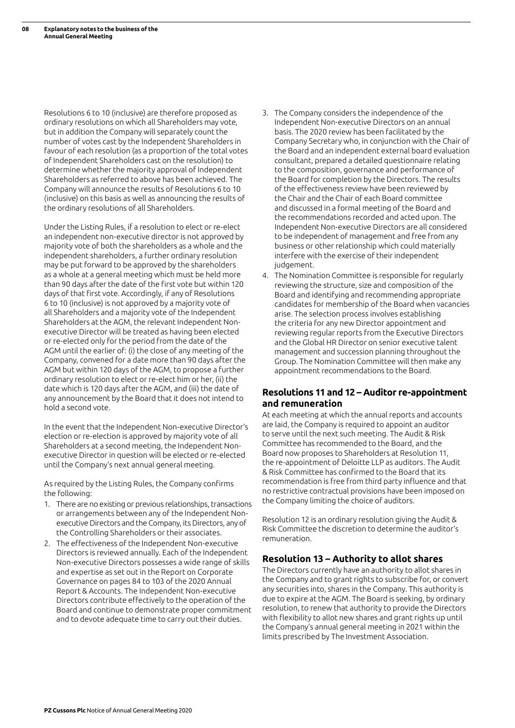Resolutions 6 to 10 (inclusive) are therefore proposed as ordinary resolutions on which all Shareholders may vote, but in addition the Company will separately count the number of votes cast by the Independent Shareholders in favour of each resolution (as a proportion of the total votes of Independent Shareholders cast on the resolution) to determine whether the majority approval of Independent Shareholders as referred to above has been achieved. The Company will announce the results of Resolutions 6 to 10 (inclusive) on this basis as well as announcing the results of the ordinary resolutions of all Shareholders.

Under the Listing Rules, if a resolution to elect or re-elect an independent non-executive director is not approved by majority vote of both the shareholders as a whole and the independent shareholders, a further ordinary resolution may be put forward to be approved by the shareholders as a whole at a general meeting which must be held more than 90 days after the date of the first vote but within 120 days of that first vote. Accordingly, if any of Resolutions 6 to 10 (inclusive) is not approved by a majority vote of all Shareholders and a majority vote of the Independent Shareholders at the AGM, the relevant Independent Non-executive Director will be treated as having been elected or re-elected only for the period from the date of the AGM until the earlier of: (i) the close of any meeting of the Company, convened for a date more than 90 days after the AGM but within 120 days of the AGM, to propose a further ordinary resolution to elect or re-elect him or her, (ii) the date which is 120 days after the AGM, and (iii) the date of any announcement by the Board that it does not intend to hold a second vote.

In the event that the Independent Non-executive Director's election or re-election is approved by majority vote of all Shareholders at a second meeting, the Independent Non-executive Director in question will be elected or re-elected until the Company's next annual general meeting.

As required by the Listing Rules, the Company confirms the following:

1. There are no existing or previous relationships, transactions or arrangements between any of the Independent Non-executive Directors and the Company, its Directors, any of the Controlling Shareholders or their associates.
2. The effectiveness of the Independent Non-executive Directors is reviewed annually. Each of the Independent Non-executive Directors possesses a wide range of skills and expertise as set out in the Report on Corporate Governance on pages 84 to 103 of the 2020 Annual Report & Accounts. The Independent Non-executive Directors contribute effectively to the operation of the Board and continue to demonstrate proper commitment and to devote adequate time to carry out their duties.
3. The Company considers the independence of the Independent Non-executive Directors on an annual basis. The 2020 review has been facilitated by the Company Secretary who, in conjunction with the Chair of the Board and an independent external board evaluation consultant, prepared a detailed questionnaire relating to the composition, governance and performance of the Board for completion by the Directors. The results of the effectiveness review have been reviewed by the Chair and the Chair of each Board committee and discussed in a formal meeting of the Board and the recommendations recorded and acted upon. The Independent Non-executive Directors are all considered to be independent of management and free from any business or other relationship which could materially interfere with the exercise of their independent judgement.
4. The Nomination Committee is responsible for regularly reviewing the structure, size and composition of the Board and identifying and recommending appropriate candidates for membership of the Board when vacancies arise. The selection process involves establishing the criteria for any new Director appointment and reviewing regular reports from the Executive Directors and the Global HR Director on senior executive talent management and succession planning throughout the Group. The Nomination Committee will then make any appointment recommendations to the Board.

## Resolutions 11 and 12 – Auditor re-appointment and remuneration

At each meeting at which the annual reports and accounts are laid, the Company is required to appoint an auditor to serve until the next such meeting. The Audit & Risk Committee has recommended to the Board, and the Board now proposes to Shareholders at Resolution 11, the re-appointment of Deloitte LLP as auditors. The Audit & Risk Committee has confirmed to the Board that its recommendation is free from third party influence and that no restrictive contractual provisions have been imposed on the Company limiting the choice of auditors.

Resolution 12 is an ordinary resolution giving the Audit & Risk Committee the discretion to determine the auditor's remuneration.

## Resolution 13 – Authority to allot shares

The Directors currently have an authority to allot shares in the Company and to grant rights to subscribe for, or convert any securities into, shares in the Company. This authority is due to expire at the AGM. The Board is seeking, by ordinary resolution, to renew that authority to provide the Directors with flexibility to allot new shares and grant rights up until the Company's annual general meeting in 2021 within the limits prescribed by The Investment Association.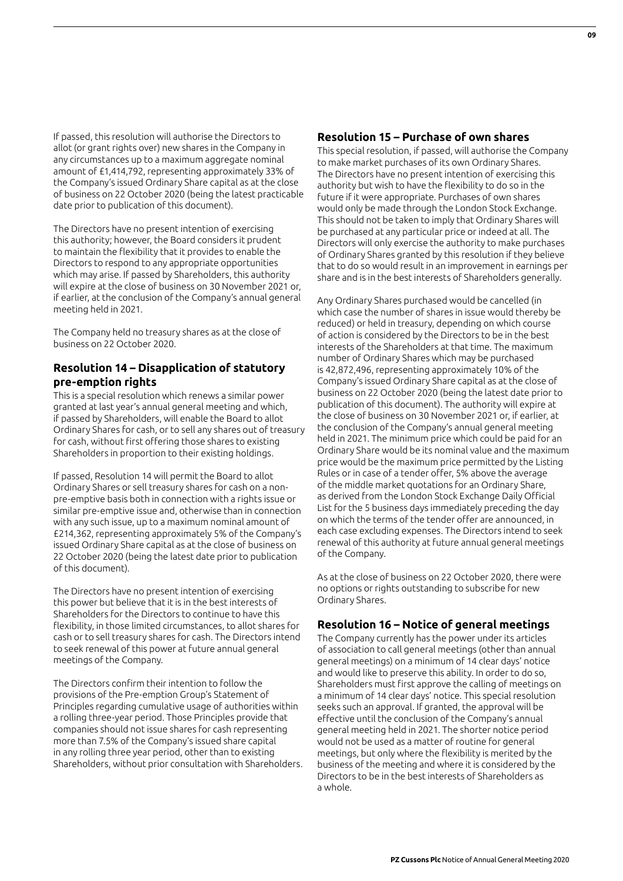If passed, this resolution will authorise the Directors to allot (or grant rights over) new shares in the Company in any circumstances up to a maximum aggregate nominal amount of £1,414,792, representing approximately 33% of the Company's issued Ordinary Share capital as at the close of business on 22 October 2020 (being the latest practicable date prior to publication of this document).

The Directors have no present intention of exercising this authority; however, the Board considers it prudent to maintain the flexibility that it provides to enable the Directors to respond to any appropriate opportunities which may arise. If passed by Shareholders, this authority will expire at the close of business on 30 November 2021 or, if earlier, at the conclusion of the Company's annual general meeting held in 2021.

The Company held no treasury shares as at the close of business on 22 October 2020.

## Resolution 14 – Disapplication of statutory pre-emption rights

This is a special resolution which renews a similar power granted at last year's annual general meeting and which, if passed by Shareholders, will enable the Board to allot Ordinary Shares for cash, or to sell any shares out of treasury for cash, without first offering those shares to existing Shareholders in proportion to their existing holdings.

If passed, Resolution 14 will permit the Board to allot Ordinary Shares or sell treasury shares for cash on a non-pre-emptive basis both in connection with a rights issue or similar pre-emptive issue and, otherwise than in connection with any such issue, up to a maximum nominal amount of £214,362, representing approximately 5% of the Company's issued Ordinary Share capital as at the close of business on 22 October 2020 (being the latest date prior to publication of this document).

The Directors have no present intention of exercising this power but believe that it is in the best interests of Shareholders for the Directors to continue to have this flexibility, in those limited circumstances, to allot shares for cash or to sell treasury shares for cash. The Directors intend to seek renewal of this power at future annual general meetings of the Company.

The Directors confirm their intention to follow the provisions of the Pre-emption Group's Statement of Principles regarding cumulative usage of authorities within a rolling three-year period. Those Principles provide that companies should not issue shares for cash representing more than 7.5% of the Company's issued share capital in any rolling three year period, other than to existing Shareholders, without prior consultation with Shareholders.

## Resolution 15 – Purchase of own shares

This special resolution, if passed, will authorise the Company to make market purchases of its own Ordinary Shares. The Directors have no present intention of exercising this authority but wish to have the flexibility to do so in the future if it were appropriate. Purchases of own shares would only be made through the London Stock Exchange. This should not be taken to imply that Ordinary Shares will be purchased at any particular price or indeed at all. The Directors will only exercise the authority to make purchases of Ordinary Shares granted by this resolution if they believe that to do so would result in an improvement in earnings per share and is in the best interests of Shareholders generally.

Any Ordinary Shares purchased would be cancelled (in which case the number of shares in issue would thereby be reduced) or held in treasury, depending on which course of action is considered by the Directors to be in the best interests of the Shareholders at that time. The maximum number of Ordinary Shares which may be purchased is 42,872,496, representing approximately 10% of the Company's issued Ordinary Share capital as at the close of business on 22 October 2020 (being the latest date prior to publication of this document). The authority will expire at the close of business on 30 November 2021 or, if earlier, at the conclusion of the Company's annual general meeting held in 2021. The minimum price which could be paid for an Ordinary Share would be its nominal value and the maximum price would be the maximum price permitted by the Listing Rules or in case of a tender offer, 5% above the average of the middle market quotations for an Ordinary Share, as derived from the London Stock Exchange Daily Official List for the 5 business days immediately preceding the day on which the terms of the tender offer are announced, in each case excluding expenses. The Directors intend to seek renewal of this authority at future annual general meetings of the Company.

As at the close of business on 22 October 2020, there were no options or rights outstanding to subscribe for new Ordinary Shares.

## Resolution 16 – Notice of general meetings

The Company currently has the power under its articles of association to call general meetings (other than annual general meetings) on a minimum of 14 clear days' notice and would like to preserve this ability. In order to do so, Shareholders must first approve the calling of meetings on a minimum of 14 clear days' notice. This special resolution seeks such an approval. If granted, the approval will be effective until the conclusion of the Company's annual general meeting held in 2021. The shorter notice period would not be used as a matter of routine for general meetings, but only where the flexibility is merited by the business of the meeting and where it is considered by the Directors to be in the best interests of Shareholders as a whole.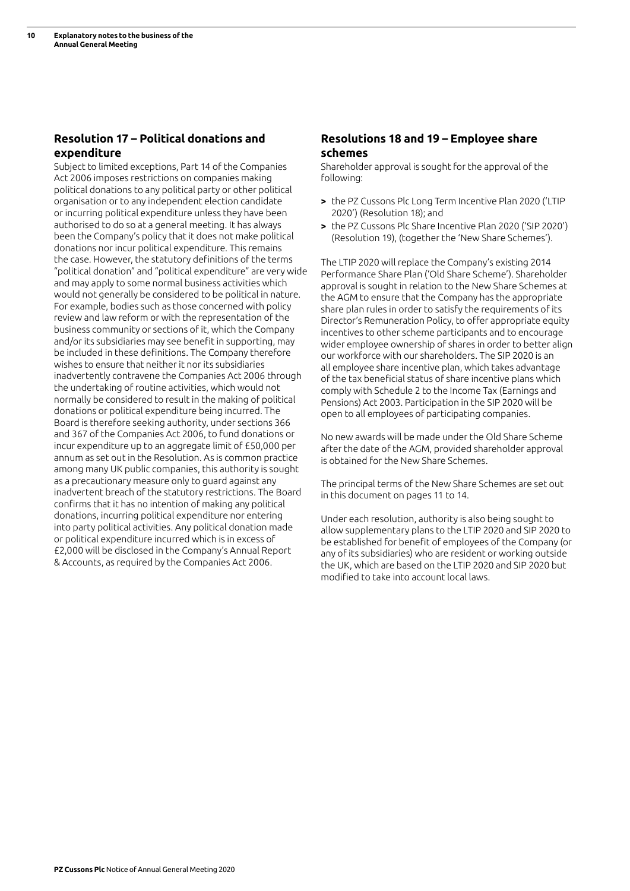## Resolution 17 – Political donations and expenditure

Subject to limited exceptions, Part 14 of the Companies Act 2006 imposes restrictions on companies making political donations to any political party or other political organisation or to any independent election candidate or incurring political expenditure unless they have been authorised to do so at a general meeting. It has always been the Company's policy that it does not make political donations nor incur political expenditure. This remains the case. However, the statutory definitions of the terms "political donation" and "political expenditure" are very wide and may apply to some normal business activities which would not generally be considered to be political in nature. For example, bodies such as those concerned with policy review and law reform or with the representation of the business community or sections of it, which the Company and/or its subsidiaries may see benefit in supporting, may be included in these definitions. The Company therefore wishes to ensure that neither it nor its subsidiaries inadvertently contravene the Companies Act 2006 through the undertaking of routine activities, which would not normally be considered to result in the making of political donations or political expenditure being incurred. The Board is therefore seeking authority, under sections 366 and 367 of the Companies Act 2006, to fund donations or incur expenditure up to an aggregate limit of £50,000 per annum as set out in the Resolution. As is common practice among many UK public companies, this authority is sought as a precautionary measure only to guard against any inadvertent breach of the statutory restrictions. The Board confirms that it has no intention of making any political donations, incurring political expenditure nor entering into party political activities. Any political donation made or political expenditure incurred which is in excess of £2,000 will be disclosed in the Company's Annual Report & Accounts, as required by the Companies Act 2006.

## Resolutions 18 and 19 – Employee share schemes

Shareholder approval is sought for the approval of the following:

- the PZ Cussons Plc Long Term Incentive Plan 2020 ('LTIP 2020') (Resolution 18); and
- the PZ Cussons Plc Share Incentive Plan 2020 ('SIP 2020') (Resolution 19), (together the 'New Share Schemes').

The LTIP 2020 will replace the Company's existing 2014 Performance Share Plan ('Old Share Scheme'). Shareholder approval is sought in relation to the New Share Schemes at the AGM to ensure that the Company has the appropriate share plan rules in order to satisfy the requirements of its Director's Remuneration Policy, to offer appropriate equity incentives to other scheme participants and to encourage wider employee ownership of shares in order to better align our workforce with our shareholders. The SIP 2020 is an all employee share incentive plan, which takes advantage of the tax beneficial status of share incentive plans which comply with Schedule 2 to the Income Tax (Earnings and Pensions) Act 2003. Participation in the SIP 2020 will be open to all employees of participating companies.

No new awards will be made under the Old Share Scheme after the date of the AGM, provided shareholder approval is obtained for the New Share Schemes.

The principal terms of the New Share Schemes are set out in this document on pages 11 to 14.

Under each resolution, authority is also being sought to allow supplementary plans to the LTIP 2020 and SIP 2020 to be established for benefit of employees of the Company (or any of its subsidiaries) who are resident or working outside the UK, which are based on the LTIP 2020 and SIP 2020 but modified to take into account local laws.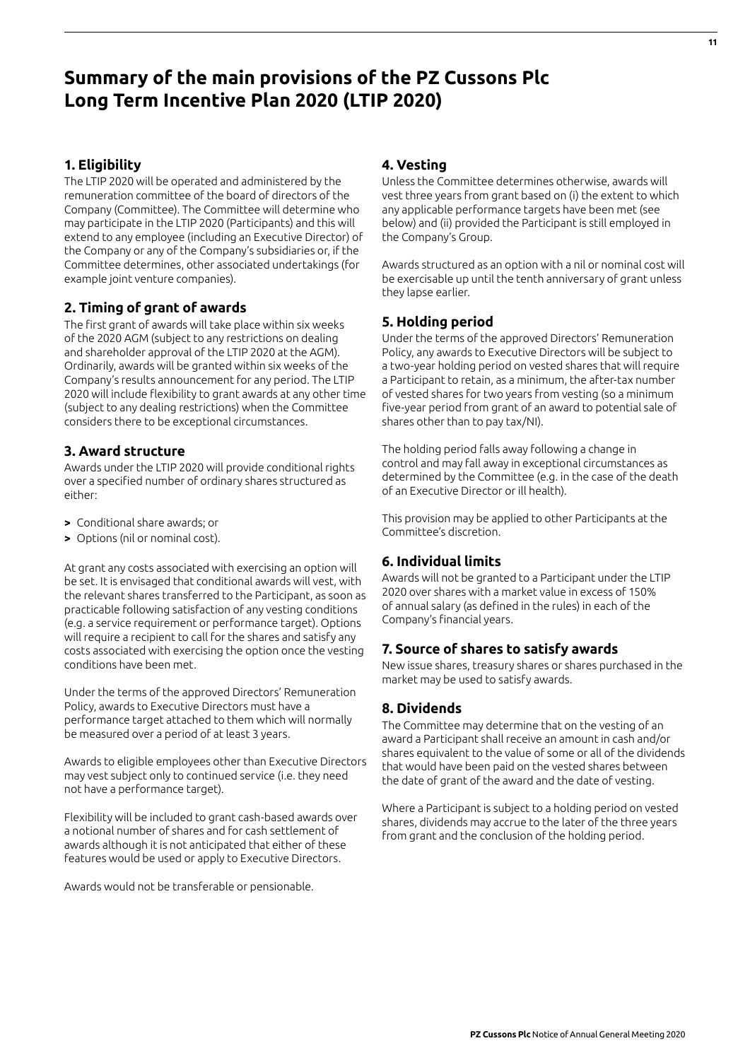# Summary of the main provisions of the PZ Cussons Plc Long Term Incentive Plan 2020 (LTIP 2020)

## 1. Eligibility

The LTIP 2020 will be operated and administered by the remuneration committee of the board of directors of the Company (Committee). The Committee will determine who may participate in the LTIP 2020 (Participants) and this will extend to any employee (including an Executive Director) of the Company or any of the Company's subsidiaries or, if the Committee determines, other associated undertakings (for example joint venture companies).

## 2. Timing of grant of awards

The first grant of awards will take place within six weeks of the 2020 AGM (subject to any restrictions on dealing and shareholder approval of the LTIP 2020 at the AGM). Ordinarily, awards will be granted within six weeks of the Company's results announcement for any period. The LTIP 2020 will include flexibility to grant awards at any other time (subject to any dealing restrictions) when the Committee considers there to be exceptional circumstances.

## 3. Award structure

Awards under the LTIP 2020 will provide conditional rights over a specified number of ordinary shares structured as either:

- Conditional share awards; or
- Options (nil or nominal cost).

At grant any costs associated with exercising an option will be set. It is envisaged that conditional awards will vest, with the relevant shares transferred to the Participant, as soon as practicable following satisfaction of any vesting conditions (e.g. a service requirement or performance target). Options will require a recipient to call for the shares and satisfy any costs associated with exercising the option once the vesting conditions have been met.

Under the terms of the approved Directors' Remuneration Policy, awards to Executive Directors must have a performance target attached to them which will normally be measured over a period of at least 3 years.

Awards to eligible employees other than Executive Directors may vest subject only to continued service (i.e. they need not have a performance target).

Flexibility will be included to grant cash-based awards over a notional number of shares and for cash settlement of awards although it is not anticipated that either of these features would be used or apply to Executive Directors.

Awards would not be transferable or pensionable.

## 4. Vesting

Unless the Committee determines otherwise, awards will vest three years from grant based on (i) the extent to which any applicable performance targets have been met (see below) and (ii) provided the Participant is still employed in the Company's Group.

Awards structured as an option with a nil or nominal cost will be exercisable up until the tenth anniversary of grant unless they lapse earlier.

## 5. Holding period

Under the terms of the approved Directors' Remuneration Policy, any awards to Executive Directors will be subject to a two-year holding period on vested shares that will require a Participant to retain, as a minimum, the after-tax number of vested shares for two years from vesting (so a minimum five-year period from grant of an award to potential sale of shares other than to pay tax/NI).

The holding period falls away following a change in control and may fall away in exceptional circumstances as determined by the Committee (e.g. in the case of the death of an Executive Director or ill health).

This provision may be applied to other Participants at the Committee's discretion.

## 6. Individual limits

Awards will not be granted to a Participant under the LTIP 2020 over shares with a market value in excess of 150% of annual salary (as defined in the rules) in each of the Company's financial years.

## 7. Source of shares to satisfy awards

New issue shares, treasury shares or shares purchased in the market may be used to satisfy awards.

## 8. Dividends

The Committee may determine that on the vesting of an award a Participant shall receive an amount in cash and/or shares equivalent to the value of some or all of the dividends that would have been paid on the vested shares between the date of grant of the award and the date of vesting.

Where a Participant is subject to a holding period on vested shares, dividends may accrue to the later of the three years from grant and the conclusion of the holding period.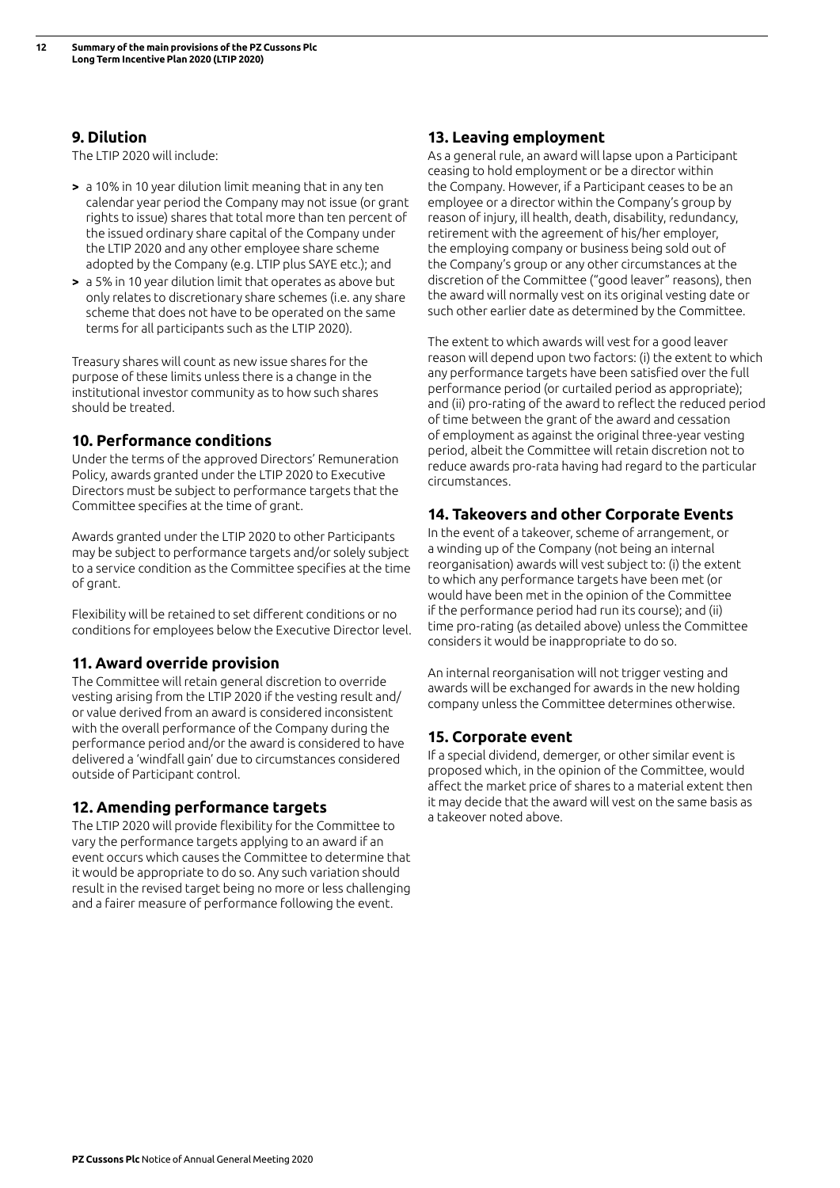## 9. Dilution

The LTIP 2020 will include:

- a 10% in 10 year dilution limit meaning that in any ten calendar year period the Company may not issue (or grant rights to issue) shares that total more than ten percent of the issued ordinary share capital of the Company under the LTIP 2020 and any other employee share scheme adopted by the Company (e.g. LTIP plus SAYE etc.); and
- a 5% in 10 year dilution limit that operates as above but only relates to discretionary share schemes (i.e. any share scheme that does not have to be operated on the same terms for all participants such as the LTIP 2020).

Treasury shares will count as new issue shares for the purpose of these limits unless there is a change in the institutional investor community as to how such shares should be treated.

## 10. Performance conditions

Under the terms of the approved Directors' Remuneration Policy, awards granted under the LTIP 2020 to Executive Directors must be subject to performance targets that the Committee specifies at the time of grant.

Awards granted under the LTIP 2020 to other Participants may be subject to performance targets and/or solely subject to a service condition as the Committee specifies at the time of grant.

Flexibility will be retained to set different conditions or no conditions for employees below the Executive Director level.

## 11. Award override provision

The Committee will retain general discretion to override vesting arising from the LTIP 2020 if the vesting result and/or value derived from an award is considered inconsistent with the overall performance of the Company during the performance period and/or the award is considered to have delivered a 'windfall gain' due to circumstances considered outside of Participant control.

## 12. Amending performance targets

The LTIP 2020 will provide flexibility for the Committee to vary the performance targets applying to an award if an event occurs which causes the Committee to determine that it would be appropriate to do so. Any such variation should result in the revised target being no more or less challenging and a fairer measure of performance following the event.

## 13. Leaving employment

As a general rule, an award will lapse upon a Participant ceasing to hold employment or be a director within the Company. However, if a Participant ceases to be an employee or a director within the Company's group by reason of injury, ill health, death, disability, redundancy, retirement with the agreement of his/her employer, the employing company or business being sold out of the Company's group or any other circumstances at the discretion of the Committee ("good leaver" reasons), then the award will normally vest on its original vesting date or such other earlier date as determined by the Committee.

The extent to which awards will vest for a good leaver reason will depend upon two factors: (i) the extent to which any performance targets have been satisfied over the full performance period (or curtailed period as appropriate); and (ii) pro-rating of the award to reflect the reduced period of time between the grant of the award and cessation of employment as against the original three-year vesting period, albeit the Committee will retain discretion not to reduce awards pro-rata having had regard to the particular circumstances.

## 14. Takeovers and other Corporate Events

In the event of a takeover, scheme of arrangement, or a winding up of the Company (not being an internal reorganisation) awards will vest subject to: (i) the extent to which any performance targets have been met (or would have been met in the opinion of the Committee if the performance period had run its course); and (ii) time pro-rating (as detailed above) unless the Committee considers it would be inappropriate to do so.

An internal reorganisation will not trigger vesting and awards will be exchanged for awards in the new holding company unless the Committee determines otherwise.

## 15. Corporate event

If a special dividend, demerger, or other similar event is proposed which, in the opinion of the Committee, would affect the market price of shares to a material extent then it may decide that the award will vest on the same basis as a takeover noted above.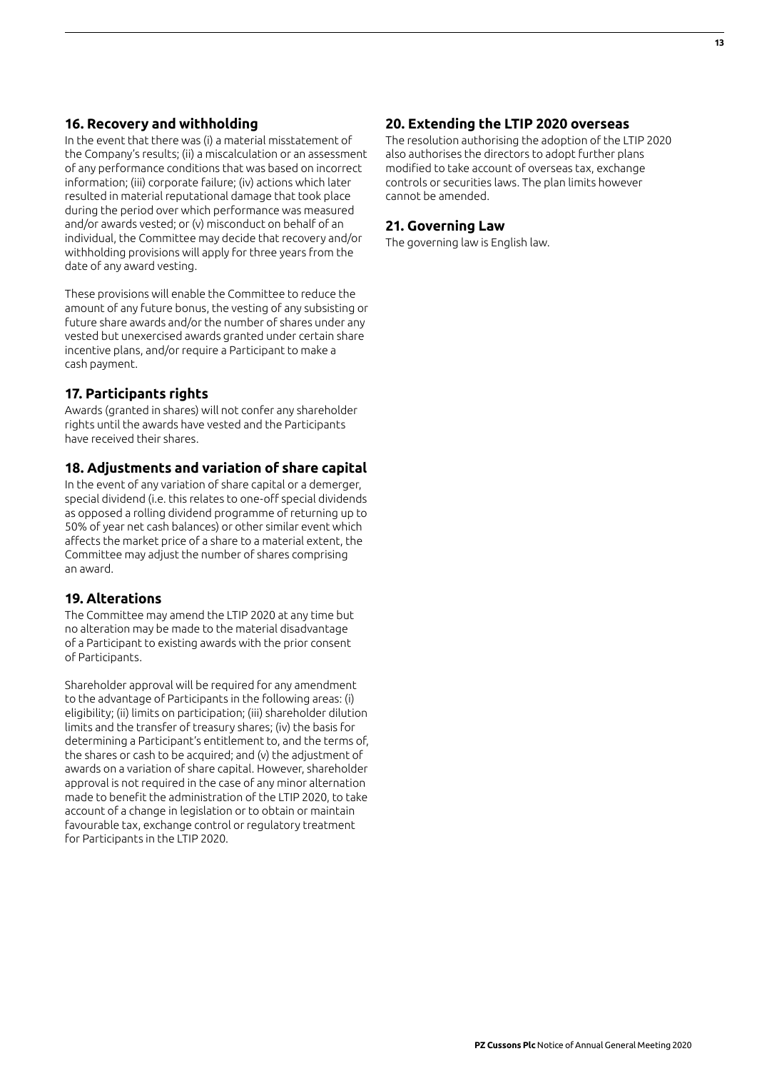## 16. Recovery and withholding

In the event that there was (i) a material misstatement of the Company's results; (ii) a miscalculation or an assessment of any performance conditions that was based on incorrect information; (iii) corporate failure; (iv) actions which later resulted in material reputational damage that took place during the period over which performance was measured and/or awards vested; or (v) misconduct on behalf of an individual, the Committee may decide that recovery and/or withholding provisions will apply for three years from the date of any award vesting.

These provisions will enable the Committee to reduce the amount of any future bonus, the vesting of any subsisting or future share awards and/or the number of shares under any vested but unexercised awards granted under certain share incentive plans, and/or require a Participant to make a cash payment.

## 17. Participants rights

Awards (granted in shares) will not confer any shareholder rights until the awards have vested and the Participants have received their shares.

## 18. Adjustments and variation of share capital

In the event of any variation of share capital or a demerger, special dividend (i.e. this relates to one-off special dividends as opposed a rolling dividend programme of returning up to 50% of year net cash balances) or other similar event which affects the market price of a share to a material extent, the Committee may adjust the number of shares comprising an award.

## 19. Alterations

The Committee may amend the LTIP 2020 at any time but no alteration may be made to the material disadvantage of a Participant to existing awards with the prior consent of Participants.

Shareholder approval will be required for any amendment to the advantage of Participants in the following areas: (i) eligibility; (ii) limits on participation; (iii) shareholder dilution limits and the transfer of treasury shares; (iv) the basis for determining a Participant's entitlement to, and the terms of, the shares or cash to be acquired; and (v) the adjustment of awards on a variation of share capital. However, shareholder approval is not required in the case of any minor alternation made to benefit the administration of the LTIP 2020, to take account of a change in legislation or to obtain or maintain favourable tax, exchange control or regulatory treatment for Participants in the LTIP 2020.

## 20. Extending the LTIP 2020 overseas

The resolution authorising the adoption of the LTIP 2020 also authorises the directors to adopt further plans modified to take account of overseas tax, exchange controls or securities laws. The plan limits however cannot be amended.

## 21. Governing Law

The governing law is English law.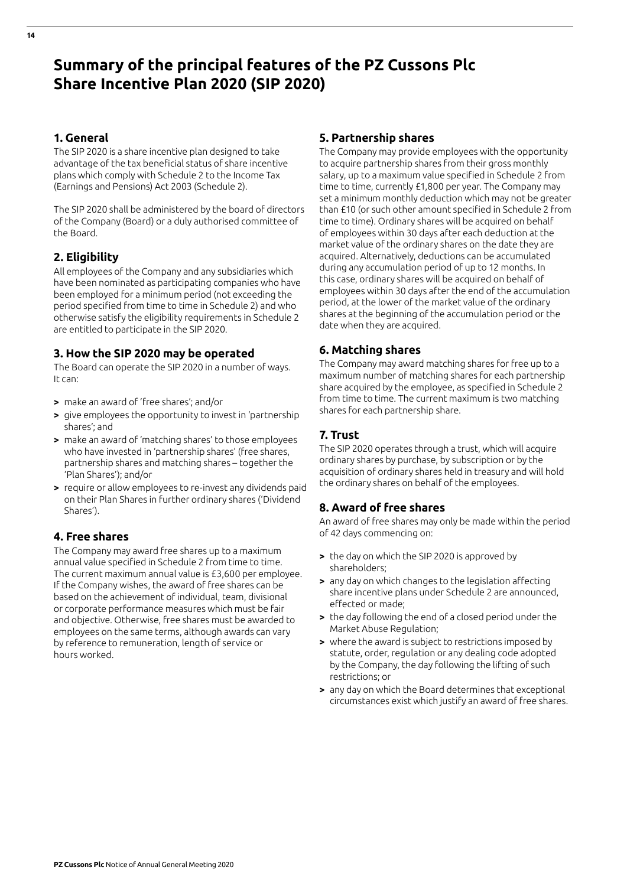# Summary of the principal features of the PZ Cussons Plc Share Incentive Plan 2020 (SIP 2020)

## 1. General

The SIP 2020 is a share incentive plan designed to take advantage of the tax beneficial status of share incentive plans which comply with Schedule 2 to the Income Tax (Earnings and Pensions) Act 2003 (Schedule 2).

The SIP 2020 shall be administered by the board of directors of the Company (Board) or a duly authorised committee of the Board.

## 2. Eligibility

All employees of the Company and any subsidiaries which have been nominated as participating companies who have been employed for a minimum period (not exceeding the period specified from time to time in Schedule 2) and who otherwise satisfy the eligibility requirements in Schedule 2 are entitled to participate in the SIP 2020.

## 3. How the SIP 2020 may be operated

The Board can operate the SIP 2020 in a number of ways. It can:

- make an award of 'free shares'; and/or
- give employees the opportunity to invest in 'partnership shares'; and
- make an award of 'matching shares' to those employees who have invested in 'partnership shares' (free shares, partnership shares and matching shares – together the 'Plan Shares'); and/or
- require or allow employees to re-invest any dividends paid on their Plan Shares in further ordinary shares ('Dividend Shares').

## 4. Free shares

The Company may award free shares up to a maximum annual value specified in Schedule 2 from time to time. The current maximum annual value is £3,600 per employee. If the Company wishes, the award of free shares can be based on the achievement of individual, team, divisional or corporate performance measures which must be fair and objective. Otherwise, free shares must be awarded to employees on the same terms, although awards can vary by reference to remuneration, length of service or hours worked.

## 5. Partnership shares

The Company may provide employees with the opportunity to acquire partnership shares from their gross monthly salary, up to a maximum value specified in Schedule 2 from time to time, currently £1,800 per year. The Company may set a minimum monthly deduction which may not be greater than £10 (or such other amount specified in Schedule 2 from time to time). Ordinary shares will be acquired on behalf of employees within 30 days after each deduction at the market value of the ordinary shares on the date they are acquired. Alternatively, deductions can be accumulated during any accumulation period of up to 12 months. In this case, ordinary shares will be acquired on behalf of employees within 30 days after the end of the accumulation period, at the lower of the market value of the ordinary shares at the beginning of the accumulation period or the date when they are acquired.

## 6. Matching shares

The Company may award matching shares for free up to a maximum number of matching shares for each partnership share acquired by the employee, as specified in Schedule 2 from time to time. The current maximum is two matching shares for each partnership share.

## 7. Trust

The SIP 2020 operates through a trust, which will acquire ordinary shares by purchase, by subscription or by the acquisition of ordinary shares held in treasury and will hold the ordinary shares on behalf of the employees.

## 8. Award of free shares

An award of free shares may only be made within the period of 42 days commencing on:

- the day on which the SIP 2020 is approved by shareholders;
- any day on which changes to the legislation affecting share incentive plans under Schedule 2 are announced, effected or made;
- the day following the end of a closed period under the Market Abuse Regulation;
- where the award is subject to restrictions imposed by statute, order, regulation or any dealing code adopted by the Company, the day following the lifting of such restrictions; or
- any day on which the Board determines that exceptional circumstances exist which justify an award of free shares.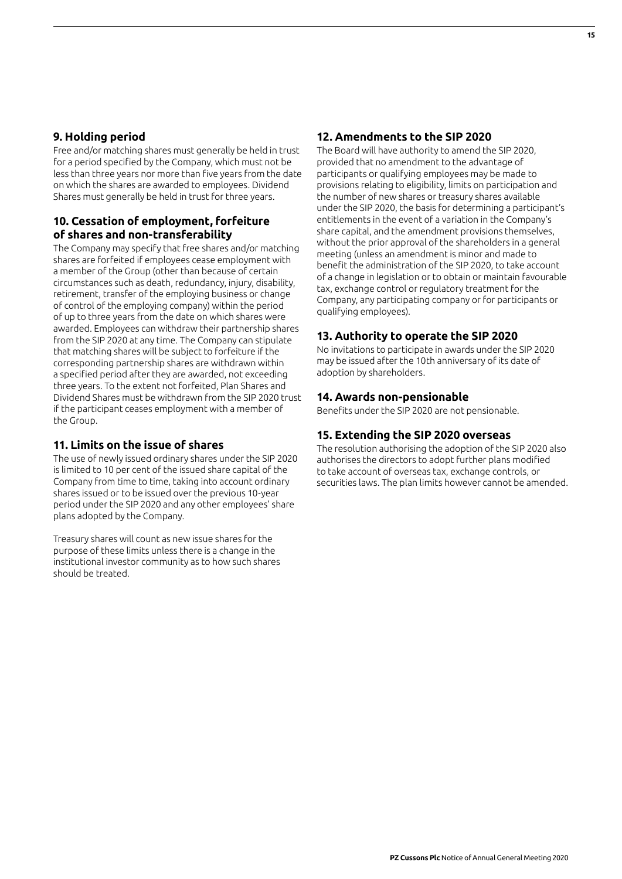## 9. Holding period

Free and/or matching shares must generally be held in trust for a period specified by the Company, which must not be less than three years nor more than five years from the date on which the shares are awarded to employees. Dividend Shares must generally be held in trust for three years.

## 10. Cessation of employment, forfeiture of shares and non-transferability

The Company may specify that free shares and/or matching shares are forfeited if employees cease employment with a member of the Group (other than because of certain circumstances such as death, redundancy, injury, disability, retirement, transfer of the employing business or change of control of the employing company) within the period of up to three years from the date on which shares were awarded. Employees can withdraw their partnership shares from the SIP 2020 at any time. The Company can stipulate that matching shares will be subject to forfeiture if the corresponding partnership shares are withdrawn within a specified period after they are awarded, not exceeding three years. To the extent not forfeited, Plan Shares and Dividend Shares must be withdrawn from the SIP 2020 trust if the participant ceases employment with a member of the Group.

## 11. Limits on the issue of shares

The use of newly issued ordinary shares under the SIP 2020 is limited to 10 per cent of the issued share capital of the Company from time to time, taking into account ordinary shares issued or to be issued over the previous 10-year period under the SIP 2020 and any other employees' share plans adopted by the Company.

Treasury shares will count as new issue shares for the purpose of these limits unless there is a change in the institutional investor community as to how such shares should be treated.

## 12. Amendments to the SIP 2020

The Board will have authority to amend the SIP 2020, provided that no amendment to the advantage of participants or qualifying employees may be made to provisions relating to eligibility, limits on participation and the number of new shares or treasury shares available under the SIP 2020, the basis for determining a participant's entitlements in the event of a variation in the Company's share capital, and the amendment provisions themselves, without the prior approval of the shareholders in a general meeting (unless an amendment is minor and made to benefit the administration of the SIP 2020, to take account of a change in legislation or to obtain or maintain favourable tax, exchange control or regulatory treatment for the Company, any participating company or for participants or qualifying employees).

## 13. Authority to operate the SIP 2020

No invitations to participate in awards under the SIP 2020 may be issued after the 10th anniversary of its date of adoption by shareholders.

## 14. Awards non-pensionable

Benefits under the SIP 2020 are not pensionable.

## 15. Extending the SIP 2020 overseas

The resolution authorising the adoption of the SIP 2020 also authorises the directors to adopt further plans modified to take account of overseas tax, exchange controls, or securities laws. The plan limits however cannot be amended.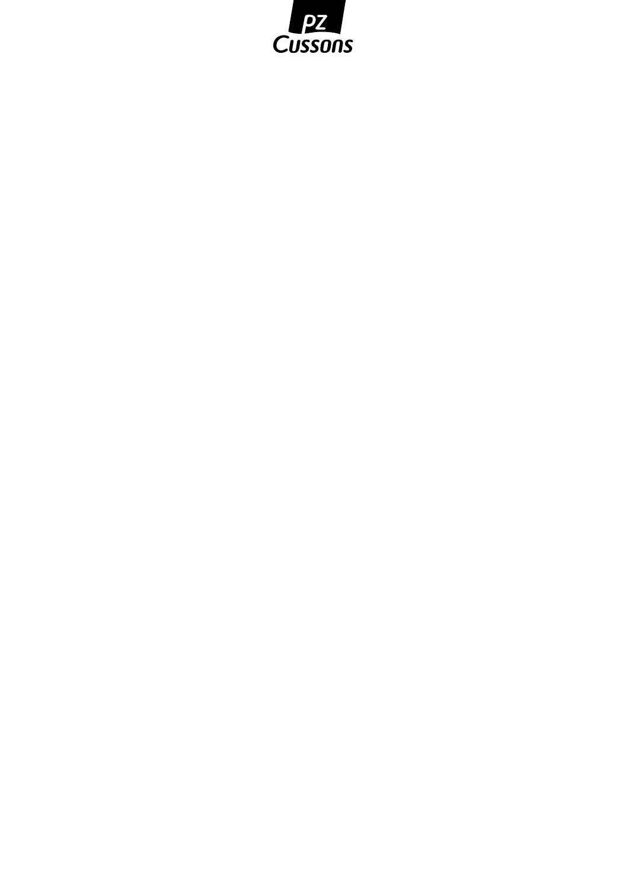PZ Cussons